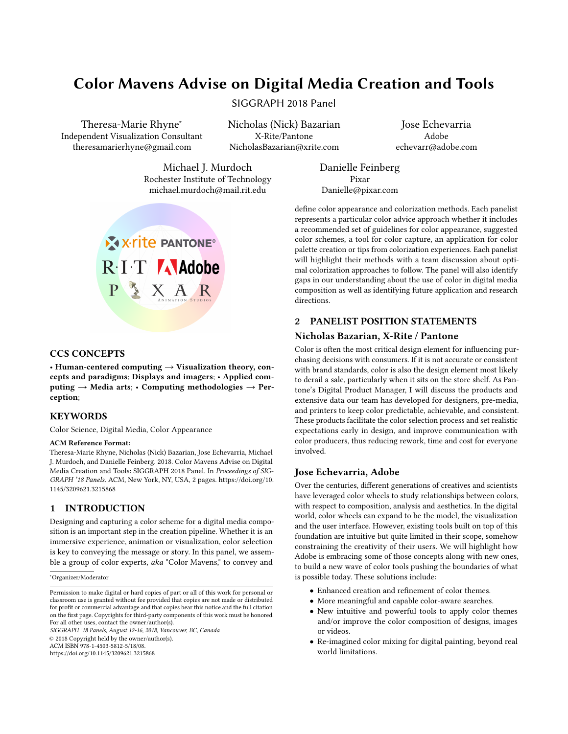# Color Mavens Advise on Digital Media Creation and Tools

SIGGRAPH 2018 Panel

Theresa-Marie Rhyne*
Independent Visualization Consultant
theresamarierhyne@gmail.com

Nicholas (Nick) Bazarian
X-Rite/Pantone
NicholasBazarian@xrite.com

Jose Echevarria
Adobe
echevarr@adobe.com

Michael J. Murdoch
Rochester Institute of Technology
michael.murdoch@mail.rit.edu

Danielle Feinberg
Pixar
Danielle@pixar.com

## CCS CONCEPTS

• **Human-centered computing → Visualization theory, concepts and paradigms**; **Displays and imagers**; • **Applied computing → Media arts**; • **Computing methodologies → Perception**;

## KEYWORDS

Color Science, Digital Media, Color Appearance

**ACM Reference Format:**

Theresa-Marie Rhyne, Nicholas (Nick) Bazarian, Jose Echevarria, Michael J. Murdoch, and Danielle Feinberg. 2018. Color Mavens Advise on Digital Media Creation and Tools: SIGGRAPH 2018 Panel. In *Proceedings of SIGGRAPH '18 Panels.* ACM, New York, NY, USA, 2 pages. https://doi.org/10.1145/3209621.3215868

## 1 INTRODUCTION

Designing and capturing a color scheme for a digital media composition is an important step in the creation pipeline. Whether it is an immersive experience, animation or visualization, color selection is key to conveying the message or story. In this panel, we assemble a group of color experts, *aka* "Color Mavens," to convey and define color appearance and colorization methods. Each panelist represents a particular color advice approach whether it includes a recommended set of guidelines for color appearance, suggested color schemes, a tool for color capture, an application for color palette creation or tips from colorization experiences. Each panelist will highlight their methods with a team discussion about optimal colorization approaches to follow. The panel will also identify gaps in our understanding about the use of color in digital media composition as well as identifying future application and research directions.

*Organizer/Moderator

Permission to make digital or hard copies of part or all of this work for personal or classroom use is granted without fee provided that copies are not made or distributed for profit or commercial advantage and that copies bear this notice and the full citation on the first page. Copyrights for third-party components of this work must be honored. For all other uses, contact the owner/author(s).
*SIGGRAPH '18 Panels, August 12-16, 2018, Vancouver, BC, Canada*
© 2018 Copyright held by the owner/author(s).
ACM ISBN 978-1-4503-5812-5/18/08.
https://doi.org/10.1145/3209621.3215868

## 2 PANELIST POSITION STATEMENTS

### Nicholas Bazarian, X-Rite / Pantone

Color is often the most critical design element for influencing purchasing decisions with consumers. If it is not accurate or consistent with brand standards, color is also the design element most likely to derail a sale, particularly when it sits on the store shelf. As Pantone's Digital Product Manager, I will discuss the products and extensive data our team has developed for designers, pre-media, and printers to keep color predictable, achievable, and consistent. These products facilitate the color selection process and set realistic expectations early in design, and improve communication with color producers, thus reducing rework, time and cost for everyone involved.

### Jose Echevarria, Adobe

Over the centuries, different generations of creatives and scientists have leveraged color wheels to study relationships between colors, with respect to composition, analysis and aesthetics. In the digital world, color wheels can expand to be the model, the visualization and the user interface. However, existing tools built on top of this foundation are intuitive but quite limited in their scope, somehow constraining the creativity of their users. We will highlight how Adobe is embracing some of those concepts along with new ones, to build a new wave of color tools pushing the boundaries of what is possible today. These solutions include:

- Enhanced creation and refinement of color themes.
- More meaningful and capable color-aware searches.
- New intuitive and powerful tools to apply color themes and/or improve the color composition of designs, images or videos.
- Re-imagined color mixing for digital painting, beyond real world limitations.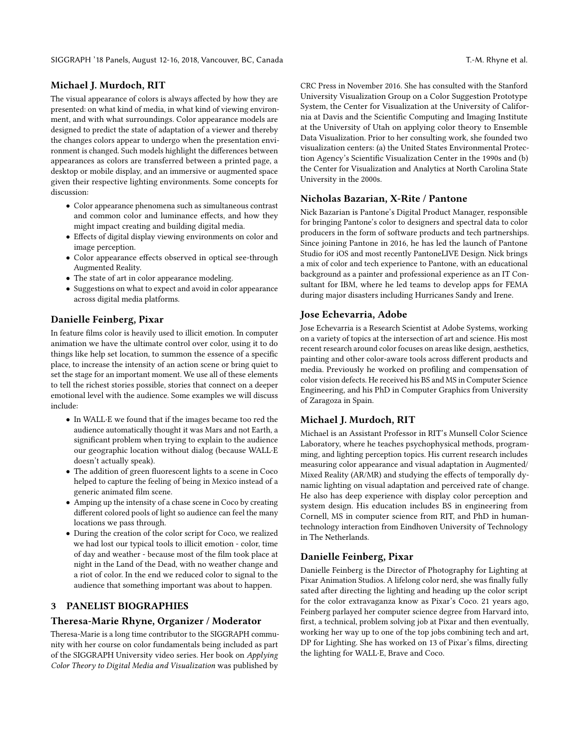### Michael J. Murdoch, RIT

The visual appearance of colors is always affected by how they are presented: on what kind of media, in what kind of viewing environment, and with what surroundings. Color appearance models are designed to predict the state of adaptation of a viewer and thereby the changes colors appear to undergo when the presentation environment is changed. Such models highlight the differences between appearances as colors are transferred between a printed page, a desktop or mobile display, and an immersive or augmented space given their respective lighting environments. Some concepts for discussion:

- Color appearance phenomena such as simultaneous contrast and common color and luminance effects, and how they might impact creating and building digital media.
- Effects of digital display viewing environments on color and image perception.
- Color appearance effects observed in optical see-through Augmented Reality.
- The state of art in color appearance modeling.
- Suggestions on what to expect and avoid in color appearance across digital media platforms.

### Danielle Feinberg, Pixar

In feature films color is heavily used to illicit emotion. In computer animation we have the ultimate control over color, using it to do things like help set location, to summon the essence of a specific place, to increase the intensity of an action scene or bring quiet to set the stage for an important moment. We use all of these elements to tell the richest stories possible, stories that connect on a deeper emotional level with the audience. Some examples we will discuss include:

- In WALL·E we found that if the images became too red the audience automatically thought it was Mars and not Earth, a significant problem when trying to explain to the audience our geographic location without dialog (because WALL·E doesn't actually speak).
- The addition of green fluorescent lights to a scene in Coco helped to capture the feeling of being in Mexico instead of a generic animated film scene.
- Amping up the intensity of a chase scene in Coco by creating different colored pools of light so audience can feel the many locations we pass through.
- During the creation of the color script for Coco, we realized we had lost our typical tools to illicit emotion - color, time of day and weather - because most of the film took place at night in the Land of the Dead, with no weather change and a riot of color. In the end we reduced color to signal to the audience that something important was about to happen.

## 3 PANELIST BIOGRAPHIES

### Theresa-Marie Rhyne, Organizer / Moderator

Theresa-Marie is a long time contributor to the SIGGRAPH community with her course on color fundamentals being included as part of the SIGGRAPH University video series. Her book on *Applying Color Theory to Digital Media and Visualization* was published by CRC Press in November 2016. She has consulted with the Stanford University Visualization Group on a Color Suggestion Prototype System, the Center for Visualization at the University of California at Davis and the Scientific Computing and Imaging Institute at the University of Utah on applying color theory to Ensemble Data Visualization. Prior to her consulting work, she founded two visualization centers: (a) the United States Environmental Protection Agency's Scientific Visualization Center in the 1990s and (b) the Center for Visualization and Analytics at North Carolina State University in the 2000s.

### Nicholas Bazarian, X-Rite / Pantone

Nick Bazarian is Pantone's Digital Product Manager, responsible for bringing Pantone's color to designers and spectral data to color producers in the form of software products and tech partnerships. Since joining Pantone in 2016, he has led the launch of Pantone Studio for iOS and most recently PantoneLIVE Design. Nick brings a mix of color and tech experience to Pantone, with an educational background as a painter and professional experience as an IT Consultant for IBM, where he led teams to develop apps for FEMA during major disasters including Hurricanes Sandy and Irene.

### Jose Echevarria, Adobe

Jose Echevarria is a Research Scientist at Adobe Systems, working on a variety of topics at the intersection of art and science. His most recent research around color focuses on areas like design, aesthetics, painting and other color-aware tools across different products and media. Previously he worked on profiling and compensation of color vision defects. He received his BS and MS in Computer Science Engineering, and his PhD in Computer Graphics from University of Zaragoza in Spain.

### Michael J. Murdoch, RIT

Michael is an Assistant Professor in RIT's Munsell Color Science Laboratory, where he teaches psychophysical methods, programming, and lighting perception topics. His current research includes measuring color appearance and visual adaptation in Augmented/Mixed Reality (AR/MR) and studying the effects of temporally dynamic lighting on visual adaptation and perceived rate of change. He also has deep experience with display color perception and system design. His education includes BS in engineering from Cornell, MS in computer science from RIT, and PhD in human-technology interaction from Eindhoven University of Technology in The Netherlands.

### Danielle Feinberg, Pixar

Danielle Feinberg is the Director of Photography for Lighting at Pixar Animation Studios. A lifelong color nerd, she was finally fully sated after directing the lighting and heading up the color script for the color extravaganza know as Pixar's Coco. 21 years ago, Feinberg parlayed her computer science degree from Harvard into, first, a technical, problem solving job at Pixar and then eventually, working her way up to one of the top jobs combining tech and art, DP for Lighting. She has worked on 13 of Pixar's films, directing the lighting for WALL·E, Brave and Coco.